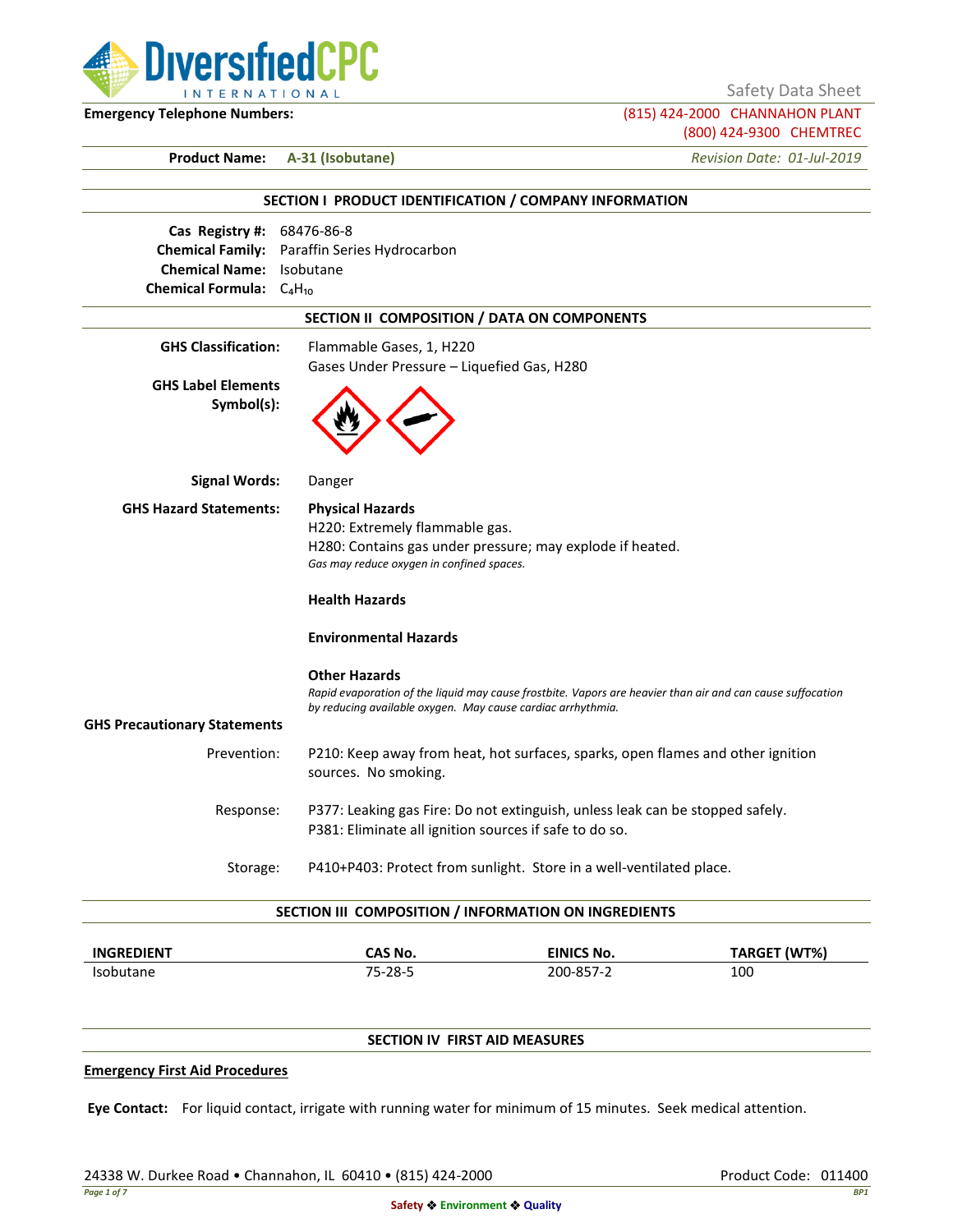Safety Data Sheet

**Emergency Telephone Numbers:** (815) 424-2000 CHANNAHON PLANT
(800) 424-9300 CHEMTREC

**Product Name:** **A-31 (Isobutane)** *Revision Date: 01-Jul-2019*

## SECTION I PRODUCT IDENTIFICATION / COMPANY INFORMATION

**Cas Registry #:** 68476-86-8
**Chemical Family:** Paraffin Series Hydrocarbon
**Chemical Name:** Isobutane
**Chemical Formula:** $C_4H_{10}$

## SECTION II COMPOSITION / DATA ON COMPONENTS

**GHS Classification:** Flammable Gases, 1, H220
Gases Under Pressure – Liquefied Gas, H280

**GHS Label Elements Symbol(s):**

**Signal Words:** Danger

**GHS Hazard Statements:**

**Physical Hazards**
H220: Extremely flammable gas.
H280: Contains gas under pressure; may explode if heated.
*Gas may reduce oxygen in confined spaces.*

**Health Hazards**

**Environmental Hazards**

**Other Hazards**
*Rapid evaporation of the liquid may cause frostbite. Vapors are heavier than air and can cause suffocation by reducing available oxygen. May cause cardiac arrhythmia.*

**GHS Precautionary Statements**

Prevention: P210: Keep away from heat, hot surfaces, sparks, open flames and other ignition sources. No smoking.

Response: P377: Leaking gas Fire: Do not extinguish, unless leak can be stopped safely.
P381: Eliminate all ignition sources if safe to do so.

Storage: P410+P403: Protect from sunlight. Store in a well-ventilated place.

## SECTION III COMPOSITION / INFORMATION ON INGREDIENTS

| INGREDIENT | CAS No. | EINICS No. | TARGET (WT%) |
|---|---|---|---|
| Isobutane | 75-28-5 | 200-857-2 | 100 |

## SECTION IV FIRST AID MEASURES

**Emergency First Aid Procedures**

**Eye Contact:** For liquid contact, irrigate with running water for minimum of 15 minutes. Seek medical attention.

24338 W. Durkee Road • Channahon, IL 60410 • (815) 424-2000 Product Code: 011400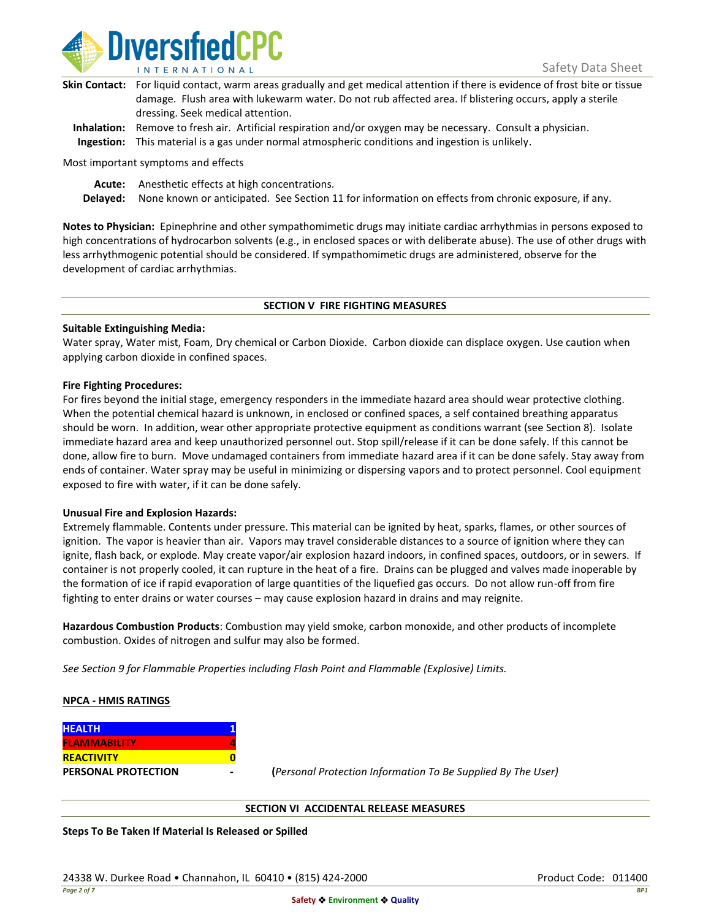**Skin Contact:** For liquid contact, warm areas gradually and get medical attention if there is evidence of frost bite or tissue damage. Flush area with lukewarm water. Do not rub affected area. If blistering occurs, apply a sterile dressing. Seek medical attention.

**Inhalation:** Remove to fresh air. Artificial respiration and/or oxygen may be necessary. Consult a physician.

**Ingestion:** This material is a gas under normal atmospheric conditions and ingestion is unlikely.

Most important symptoms and effects

**Acute:** Anesthetic effects at high concentrations.

**Delayed:** None known or anticipated. See Section 11 for information on effects from chronic exposure, if any.

**Notes to Physician:** Epinephrine and other sympathomimetic drugs may initiate cardiac arrhythmias in persons exposed to high concentrations of hydrocarbon solvents (e.g., in enclosed spaces or with deliberate abuse). The use of other drugs with less arrhythmogenic potential should be considered. If sympathomimetic drugs are administered, observe for the development of cardiac arrhythmias.

## SECTION V FIRE FIGHTING MEASURES

**Suitable Extinguishing Media:**
Water spray, Water mist, Foam, Dry chemical or Carbon Dioxide. Carbon dioxide can displace oxygen. Use caution when applying carbon dioxide in confined spaces.

**Fire Fighting Procedures:**
For fires beyond the initial stage, emergency responders in the immediate hazard area should wear protective clothing. When the potential chemical hazard is unknown, in enclosed or confined spaces, a self contained breathing apparatus should be worn. In addition, wear other appropriate protective equipment as conditions warrant (see Section 8). Isolate immediate hazard area and keep unauthorized personnel out. Stop spill/release if it can be done safely. If this cannot be done, allow fire to burn. Move undamaged containers from immediate hazard area if it can be done safely. Stay away from ends of container. Water spray may be useful in minimizing or dispersing vapors and to protect personnel. Cool equipment exposed to fire with water, if it can be done safely.

**Unusual Fire and Explosion Hazards:**
Extremely flammable. Contents under pressure. This material can be ignited by heat, sparks, flames, or other sources of ignition. The vapor is heavier than air. Vapors may travel considerable distances to a source of ignition where they can ignite, flash back, or explode. May create vapor/air explosion hazard indoors, in confined spaces, outdoors, or in sewers. If container is not properly cooled, it can rupture in the heat of a fire. Drains can be plugged and valves made inoperable by the formation of ice if rapid evaporation of large quantities of the liquefied gas occurs. Do not allow run-off from fire fighting to enter drains or water courses – may cause explosion hazard in drains and may reignite.

**Hazardous Combustion Products**: Combustion may yield smoke, carbon monoxide, and other products of incomplete combustion. Oxides of nitrogen and sulfur may also be formed.

*See Section 9 for Flammable Properties including Flash Point and Flammable (Explosive) Limits.*

**NPCA - HMIS RATINGS**

| | |
|---|---|
| **HEALTH** | 1 |
| **FLAMMABILITY** | 4 |
| **REACTIVITY** | 0 |
| **PERSONAL PROTECTION** | - |

(*Personal Protection Information To Be Supplied By The User)*

## SECTION VI ACCIDENTAL RELEASE MEASURES

**Steps To Be Taken If Material Is Released or Spilled**

24338 W. Durkee Road • Channahon, IL 60410 • (815) 424-2000

Product Code: 011400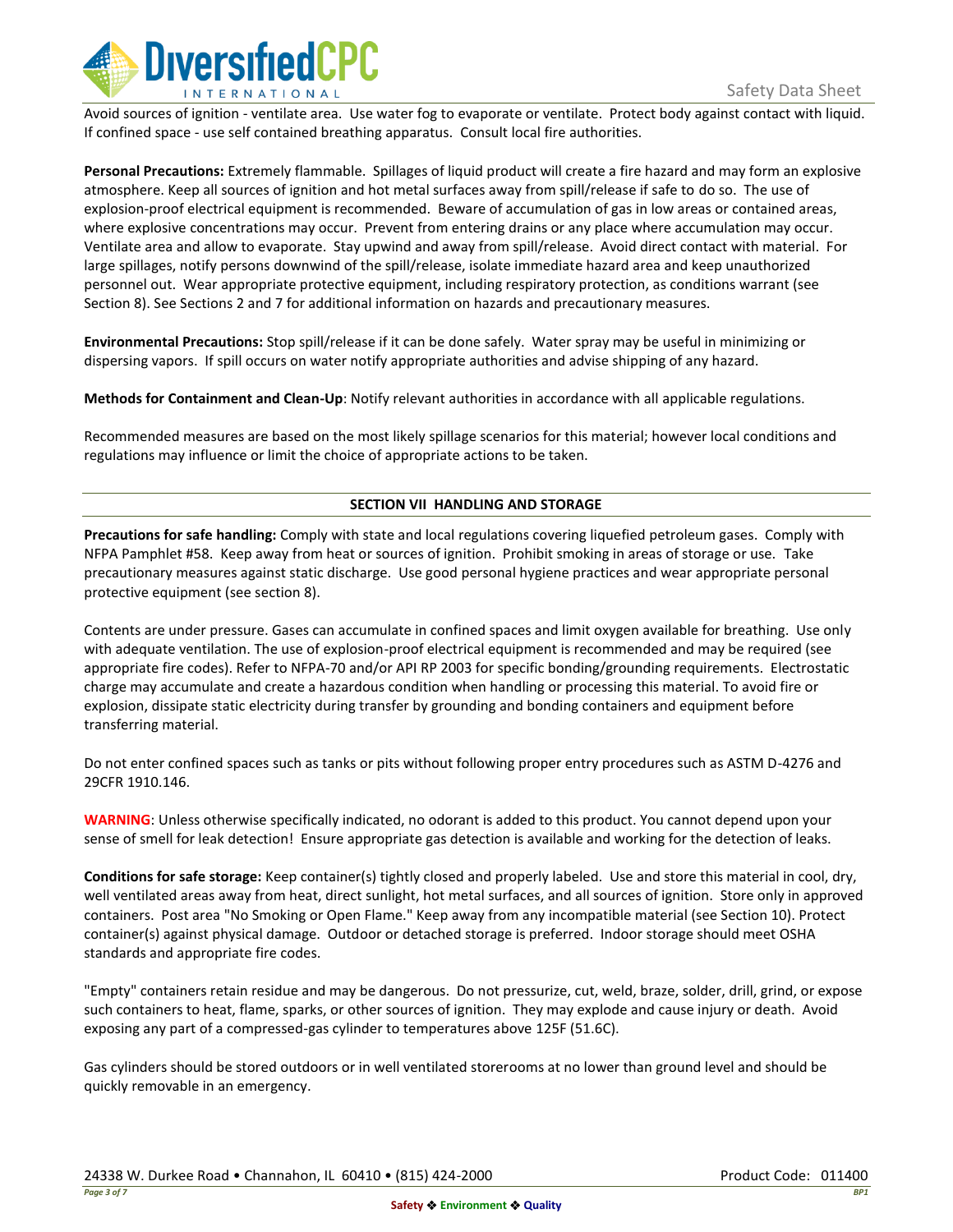Avoid sources of ignition - ventilate area. Use water fog to evaporate or ventilate. Protect body against contact with liquid. If confined space - use self contained breathing apparatus. Consult local fire authorities.

**Personal Precautions:** Extremely flammable. Spillages of liquid product will create a fire hazard and may form an explosive atmosphere. Keep all sources of ignition and hot metal surfaces away from spill/release if safe to do so. The use of explosion-proof electrical equipment is recommended. Beware of accumulation of gas in low areas or contained areas, where explosive concentrations may occur. Prevent from entering drains or any place where accumulation may occur. Ventilate area and allow to evaporate. Stay upwind and away from spill/release. Avoid direct contact with material. For large spillages, notify persons downwind of the spill/release, isolate immediate hazard area and keep unauthorized personnel out. Wear appropriate protective equipment, including respiratory protection, as conditions warrant (see Section 8). See Sections 2 and 7 for additional information on hazards and precautionary measures.

**Environmental Precautions:** Stop spill/release if it can be done safely. Water spray may be useful in minimizing or dispersing vapors. If spill occurs on water notify appropriate authorities and advise shipping of any hazard.

**Methods for Containment and Clean-Up**: Notify relevant authorities in accordance with all applicable regulations.

Recommended measures are based on the most likely spillage scenarios for this material; however local conditions and regulations may influence or limit the choice of appropriate actions to be taken.

## SECTION VII HANDLING AND STORAGE

**Precautions for safe handling:** Comply with state and local regulations covering liquefied petroleum gases. Comply with NFPA Pamphlet #58. Keep away from heat or sources of ignition. Prohibit smoking in areas of storage or use. Take precautionary measures against static discharge. Use good personal hygiene practices and wear appropriate personal protective equipment (see section 8).

Contents are under pressure. Gases can accumulate in confined spaces and limit oxygen available for breathing. Use only with adequate ventilation. The use of explosion-proof electrical equipment is recommended and may be required (see appropriate fire codes). Refer to NFPA-70 and/or API RP 2003 for specific bonding/grounding requirements. Electrostatic charge may accumulate and create a hazardous condition when handling or processing this material. To avoid fire or explosion, dissipate static electricity during transfer by grounding and bonding containers and equipment before transferring material.

Do not enter confined spaces such as tanks or pits without following proper entry procedures such as ASTM D-4276 and 29CFR 1910.146.

**WARNING**: Unless otherwise specifically indicated, no odorant is added to this product. You cannot depend upon your sense of smell for leak detection! Ensure appropriate gas detection is available and working for the detection of leaks.

**Conditions for safe storage:** Keep container(s) tightly closed and properly labeled. Use and store this material in cool, dry, well ventilated areas away from heat, direct sunlight, hot metal surfaces, and all sources of ignition. Store only in approved containers. Post area "No Smoking or Open Flame." Keep away from any incompatible material (see Section 10). Protect container(s) against physical damage. Outdoor or detached storage is preferred. Indoor storage should meet OSHA standards and appropriate fire codes.

"Empty" containers retain residue and may be dangerous. Do not pressurize, cut, weld, braze, solder, drill, grind, or expose such containers to heat, flame, sparks, or other sources of ignition. They may explode and cause injury or death. Avoid exposing any part of a compressed-gas cylinder to temperatures above 125F (51.6C).

Gas cylinders should be stored outdoors or in well ventilated storerooms at no lower than ground level and should be quickly removable in an emergency.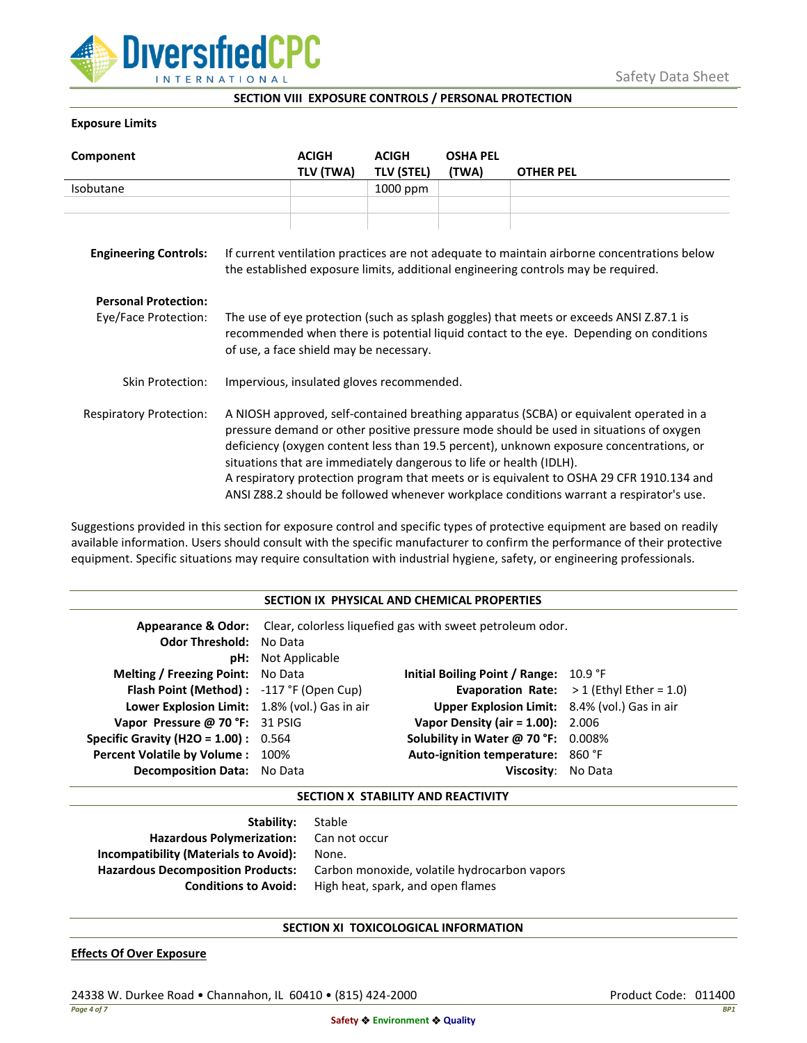## SECTION VIII EXPOSURE CONTROLS / PERSONAL PROTECTION

**Exposure Limits**

| Component | ACIGH TLV (TWA) | ACIGH TLV (STEL) | OSHA PEL (TWA) | OTHER PEL |
|---|---|---|---|---|
| Isobutane | | 1000 ppm | | |
| | | | | |
| | | | | |

**Engineering Controls:** If current ventilation practices are not adequate to maintain airborne concentrations below the established exposure limits, additional engineering controls may be required.

**Personal Protection:**

Eye/Face Protection: The use of eye protection (such as splash goggles) that meets or exceeds ANSI Z.87.1 is recommended when there is potential liquid contact to the eye. Depending on conditions of use, a face shield may be necessary.

Skin Protection: Impervious, insulated gloves recommended.

Respiratory Protection: A NIOSH approved, self-contained breathing apparatus (SCBA) or equivalent operated in a pressure demand or other positive pressure mode should be used in situations of oxygen deficiency (oxygen content less than 19.5 percent), unknown exposure concentrations, or situations that are immediately dangerous to life or health (IDLH).
A respiratory protection program that meets or is equivalent to OSHA 29 CFR 1910.134 and ANSI Z88.2 should be followed whenever workplace conditions warrant a respirator's use.

Suggestions provided in this section for exposure control and specific types of protective equipment are based on readily available information. Users should consult with the specific manufacturer to confirm the performance of their protective equipment. Specific situations may require consultation with industrial hygiene, safety, or engineering professionals.

## SECTION IX PHYSICAL AND CHEMICAL PROPERTIES

**Appearance & Odor:** Clear, colorless liquefied gas with sweet petroleum odor.

| | | | |
|---|---|---|---|
| **Odor Threshold:** | No Data | | |
| **pH:** | Not Applicable | | |
| **Melting / Freezing Point:** | No Data | **Initial Boiling Point / Range:** | 10.9 °F |
| **Flash Point (Method) :** | -117 °F (Open Cup) | **Evaporation Rate:** | > 1 (Ethyl Ether = 1.0) |
| **Lower Explosion Limit:** | 1.8% (vol.) Gas in air | **Upper Explosion Limit:** | 8.4% (vol.) Gas in air |
| **Vapor Pressure @ 70 °F:** | 31 PSIG | **Vapor Density (air = 1.00):** | 2.006 |
| **Specific Gravity (H2O = 1.00) :** | 0.564 | **Solubility in Water @ 70 °F:** | 0.008% |
| **Percent Volatile by Volume :** | 100% | **Auto-ignition temperature:** | 860 °F |
| **Decomposition Data:** | No Data | **Viscosity:** | No Data |

## SECTION X STABILITY AND REACTIVITY

**Stability:** Stable

**Hazardous Polymerization:** Can not occur

**Incompatibility (Materials to Avoid):** None.

**Hazardous Decomposition Products:** Carbon monoxide, volatile hydrocarbon vapors

**Conditions to Avoid:** High heat, spark, and open flames

## SECTION XI TOXICOLOGICAL INFORMATION

**Effects Of Over Exposure**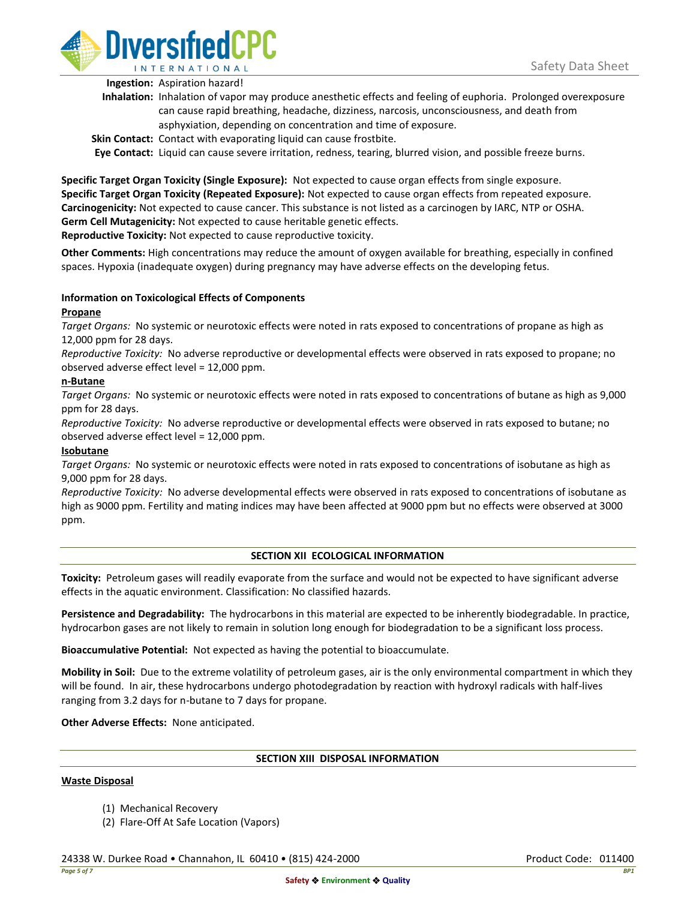**Ingestion:** Aspiration hazard!

**Inhalation:** Inhalation of vapor may produce anesthetic effects and feeling of euphoria. Prolonged overexposure can cause rapid breathing, headache, dizziness, narcosis, unconsciousness, and death from asphyxiation, depending on concentration and time of exposure.

**Skin Contact:** Contact with evaporating liquid can cause frostbite.

**Eye Contact:** Liquid can cause severe irritation, redness, tearing, blurred vision, and possible freeze burns.

**Specific Target Organ Toxicity (Single Exposure):** Not expected to cause organ effects from single exposure.
**Specific Target Organ Toxicity (Repeated Exposure):** Not expected to cause organ effects from repeated exposure.
**Carcinogenicity:** Not expected to cause cancer. This substance is not listed as a carcinogen by IARC, NTP or OSHA.
**Germ Cell Mutagenicity:** Not expected to cause heritable genetic effects.
**Reproductive Toxicity:** Not expected to cause reproductive toxicity.

**Other Comments:** High concentrations may reduce the amount of oxygen available for breathing, especially in confined spaces. Hypoxia (inadequate oxygen) during pregnancy may have adverse effects on the developing fetus.

**Information on Toxicological Effects of Components**

**Propane**

*Target Organs:* No systemic or neurotoxic effects were noted in rats exposed to concentrations of propane as high as 12,000 ppm for 28 days.

*Reproductive Toxicity:* No adverse reproductive or developmental effects were observed in rats exposed to propane; no observed adverse effect level = 12,000 ppm.

**n-Butane**

*Target Organs:* No systemic or neurotoxic effects were noted in rats exposed to concentrations of butane as high as 9,000 ppm for 28 days.

*Reproductive Toxicity:* No adverse reproductive or developmental effects were observed in rats exposed to butane; no observed adverse effect level = 12,000 ppm.

**Isobutane**

*Target Organs:* No systemic or neurotoxic effects were noted in rats exposed to concentrations of isobutane as high as 9,000 ppm for 28 days.

*Reproductive Toxicity:* No adverse developmental effects were observed in rats exposed to concentrations of isobutane as high as 9000 ppm. Fertility and mating indices may have been affected at 9000 ppm but no effects were observed at 3000 ppm.

## SECTION XII ECOLOGICAL INFORMATION

**Toxicity:** Petroleum gases will readily evaporate from the surface and would not be expected to have significant adverse effects in the aquatic environment. Classification: No classified hazards.

**Persistence and Degradability:** The hydrocarbons in this material are expected to be inherently biodegradable. In practice, hydrocarbon gases are not likely to remain in solution long enough for biodegradation to be a significant loss process.

**Bioaccumulative Potential:** Not expected as having the potential to bioaccumulate.

**Mobility in Soil:** Due to the extreme volatility of petroleum gases, air is the only environmental compartment in which they will be found. In air, these hydrocarbons undergo photodegradation by reaction with hydroxyl radicals with half-lives ranging from 3.2 days for n-butane to 7 days for propane.

**Other Adverse Effects:** None anticipated.

## SECTION XIII DISPOSAL INFORMATION

**Waste Disposal**

(1) Mechanical Recovery
(2) Flare-Off At Safe Location (Vapors)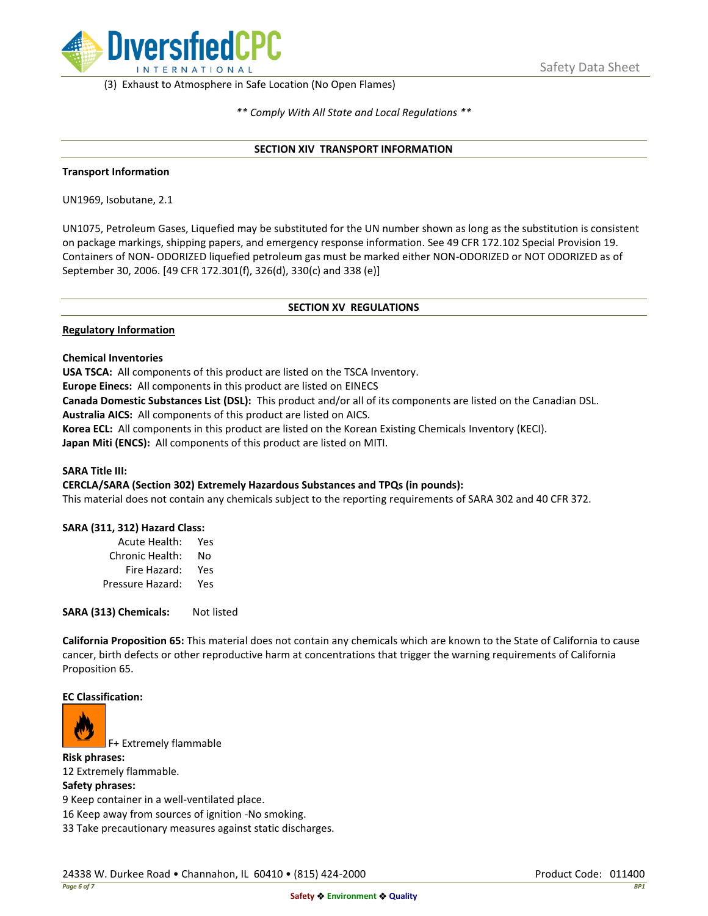(3) Exhaust to Atmosphere in Safe Location (No Open Flames)

*** Comply With All State and Local Regulations ***

## SECTION XIV TRANSPORT INFORMATION

**Transport Information**

UN1969, Isobutane, 2.1

UN1075, Petroleum Gases, Liquefied may be substituted for the UN number shown as long as the substitution is consistent on package markings, shipping papers, and emergency response information. See 49 CFR 172.102 Special Provision 19. Containers of NON- ODORIZED liquefied petroleum gas must be marked either NON-ODORIZED or NOT ODORIZED as of September 30, 2006. [49 CFR 172.301(f), 326(d), 330(c) and 338 (e)]

## SECTION XV REGULATIONS

**Regulatory Information**

**Chemical Inventories**
**USA TSCA:** All components of this product are listed on the TSCA Inventory.
**Europe Einecs:** All components in this product are listed on EINECS
**Canada Domestic Substances List (DSL):** This product and/or all of its components are listed on the Canadian DSL.
**Australia AICS:** All components of this product are listed on AICS.
**Korea ECL:** All components in this product are listed on the Korean Existing Chemicals Inventory (KECI).
**Japan Miti (ENCS):** All components of this product are listed on MITI.

**SARA Title III:**
**CERCLA/SARA (Section 302) Extremely Hazardous Substances and TPQs (in pounds):**
This material does not contain any chemicals subject to the reporting requirements of SARA 302 and 40 CFR 372.

**SARA (311, 312) Hazard Class:**

| | |
|---|---|
| Acute Health: | Yes |
| Chronic Health: | No |
| Fire Hazard: | Yes |
| Pressure Hazard: | Yes |

**SARA (313) Chemicals:** Not listed

**California Proposition 65:** This material does not contain any chemicals which are known to the State of California to cause cancer, birth defects or other reproductive harm at concentrations that trigger the warning requirements of California Proposition 65.

**EC Classification:**

F+ Extremely flammable

**Risk phrases:**
12 Extremely flammable.
**Safety phrases:**
9 Keep container in a well-ventilated place.
16 Keep away from sources of ignition -No smoking.
33 Take precautionary measures against static discharges.

24338 W. Durkee Road • Channahon, IL 60410 • (815) 424-2000 Product Code: 011400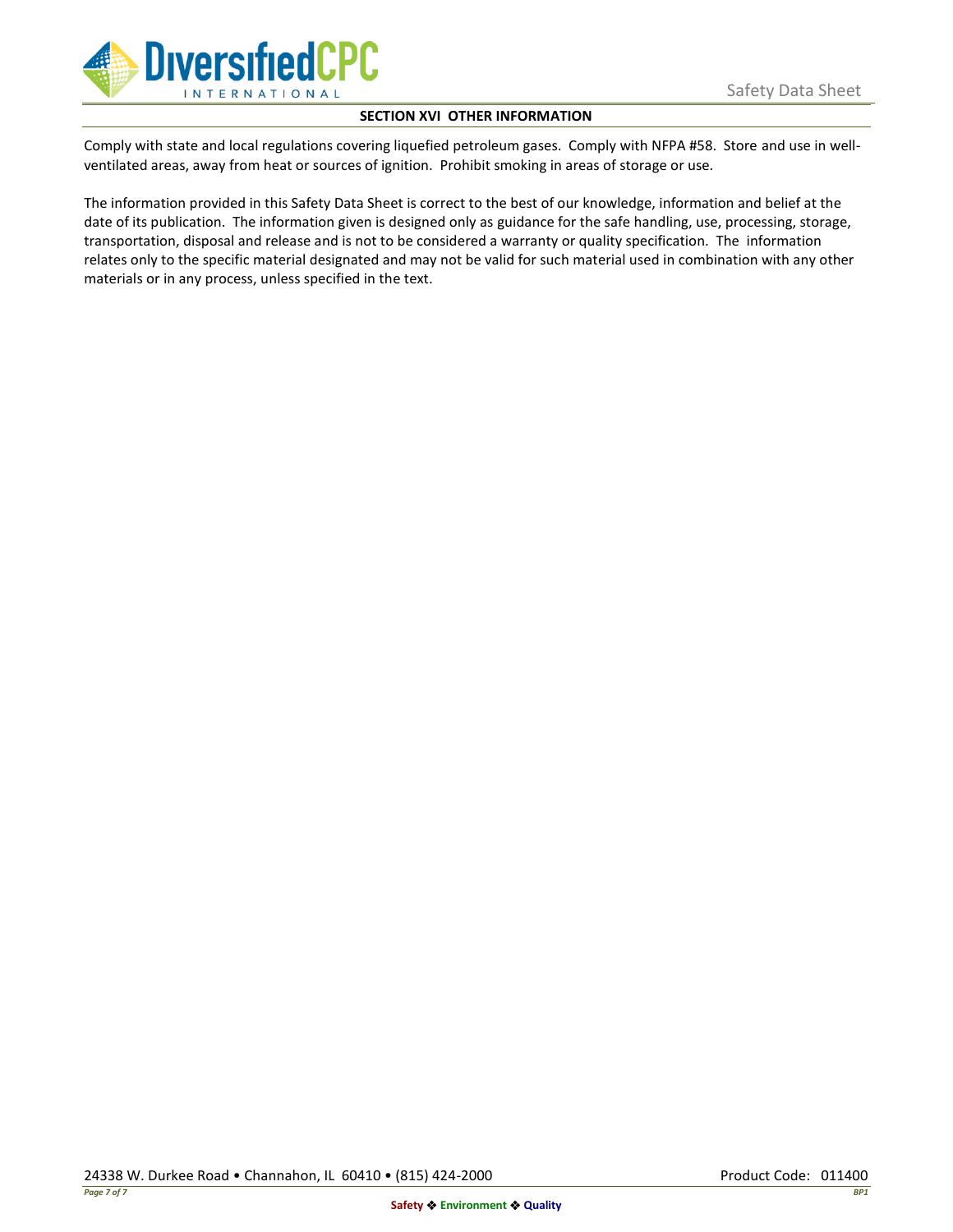## SECTION XVI OTHER INFORMATION

Comply with state and local regulations covering liquefied petroleum gases. Comply with NFPA #58. Store and use in well-ventilated areas, away from heat or sources of ignition. Prohibit smoking in areas of storage or use.

The information provided in this Safety Data Sheet is correct to the best of our knowledge, information and belief at the date of its publication. The information given is designed only as guidance for the safe handling, use, processing, storage, transportation, disposal and release and is not to be considered a warranty or quality specification. The information relates only to the specific material designated and may not be valid for such material used in combination with any other materials or in any process, unless specified in the text.